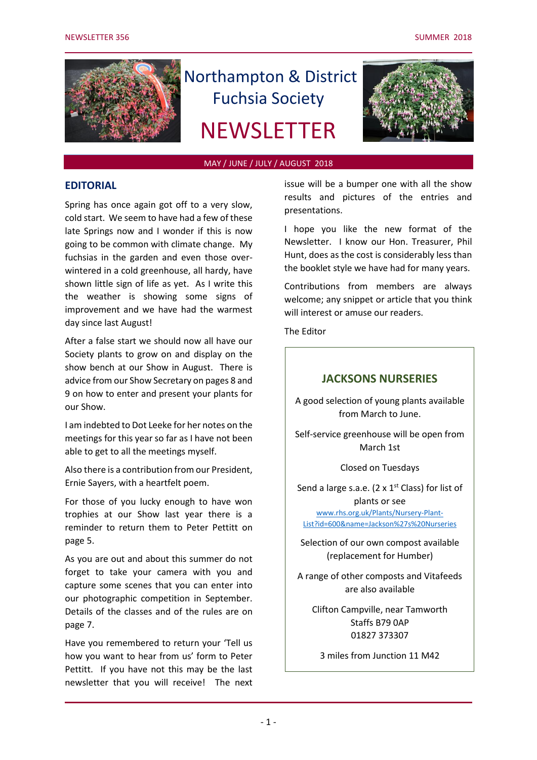# Northampton & District Fuchsia Society

# NEWSLETTER

MAY / JUNE / JULY / AUGUST 2018

## EDITORIAL

Spring has once again got off to a very slow, cold start. We seem to have had a few of these late Springs now and I wonder if this is now going to be common with climate change. My fuchsias in the garden and even those over-wintered in a cold greenhouse, all hardy, have shown little sign of life as yet. As I write this the weather is showing some signs of improvement and we have had the warmest day since last August!

After a false start we should now all have our Society plants to grow on and display on the show bench at our Show in August. There is advice from our Show Secretary on pages 8 and 9 on how to enter and present your plants for our Show.

I am indebted to Dot Leeke for her notes on the meetings for this year so far as I have not been able to get to all the meetings myself.

Also there is a contribution from our President, Ernie Sayers, with a heartfelt poem.

For those of you lucky enough to have won trophies at our Show last year there is a reminder to return them to Peter Pettitt on page 5.

As you are out and about this summer do not forget to take your camera with you and capture some scenes that you can enter into our photographic competition in September. Details of the classes and of the rules are on page 7.

Have you remembered to return your 'Tell us how you want to hear from us' form to Peter Pettitt. If you have not this may be the last newsletter that you will receive! The next issue will be a bumper one with all the show results and pictures of the entries and presentations.

I hope you like the new format of the Newsletter. I know our Hon. Treasurer, Phil Hunt, does as the cost is considerably less than the booklet style we have had for many years.

Contributions from members are always welcome; any snippet or article that you think will interest or amuse our readers.

The Editor

---

### JACKSONS NURSERIES

A good selection of young plants available from March to June.

Self-service greenhouse will be open from March 1st

Closed on Tuesdays

Send a large s.a.e. (2 x 1st Class) for list of plants or see www.rhs.org.uk/Plants/Nursery-Plant-List?id=600&name=Jackson%27s%20Nurseries

Selection of our own compost available (replacement for Humber)

A range of other composts and Vitafeeds are also available

Clifton Campville, near Tamworth  
Staffs B79 0AP  
01827 373307

3 miles from Junction 11 M42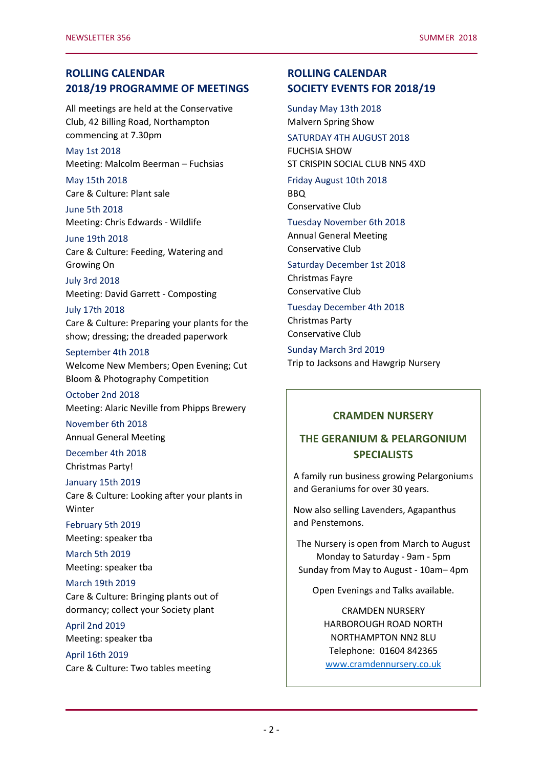## ROLLING CALENDAR
## 2018/19 PROGRAMME OF MEETINGS

All meetings are held at the Conservative Club, 42 Billing Road, Northampton commencing at 7.30pm

May 1st 2018
Meeting: Malcolm Beerman – Fuchsias

May 15th 2018
Care & Culture: Plant sale

June 5th 2018
Meeting: Chris Edwards - Wildlife

June 19th 2018
Care & Culture: Feeding, Watering and Growing On

July 3rd 2018
Meeting: David Garrett - Composting

July 17th 2018
Care & Culture: Preparing your plants for the show; dressing; the dreaded paperwork

September 4th 2018
Welcome New Members; Open Evening; Cut Bloom & Photography Competition

October 2nd 2018
Meeting: Alaric Neville from Phipps Brewery

November 6th 2018
Annual General Meeting

December 4th 2018
Christmas Party!

January 15th 2019
Care & Culture: Looking after your plants in Winter

February 5th 2019
Meeting: speaker tba

March 5th 2019
Meeting: speaker tba

March 19th 2019
Care & Culture: Bringing plants out of dormancy; collect your Society plant

April 2nd 2019
Meeting: speaker tba

April 16th 2019
Care & Culture: Two tables meeting

## ROLLING CALENDAR
## SOCIETY EVENTS FOR 2018/19

Sunday May 13th 2018
Malvern Spring Show

SATURDAY 4TH AUGUST 2018
FUCHSIA SHOW
ST CRISPIN SOCIAL CLUB NN5 4XD

Friday August 10th 2018
BBQ
Conservative Club

Tuesday November 6th 2018
Annual General Meeting
Conservative Club

Saturday December 1st 2018
Christmas Fayre
Conservative Club

Tuesday December 4th 2018
Christmas Party
Conservative Club

Sunday March 3rd 2019
Trip to Jacksons and Hawgrip Nursery

### CRAMDEN NURSERY

### THE GERANIUM & PELARGONIUM SPECIALISTS

A family run business growing Pelargoniums and Geraniums for over 30 years.

Now also selling Lavenders, Agapanthus and Penstemons.

The Nursery is open from March to August
Monday to Saturday - 9am - 5pm
Sunday from May to August - 10am– 4pm

Open Evenings and Talks available.

CRAMDEN NURSERY
HARBOROUGH ROAD NORTH
NORTHAMPTON NN2 8LU
Telephone: 01604 842365
www.cramdennursery.co.uk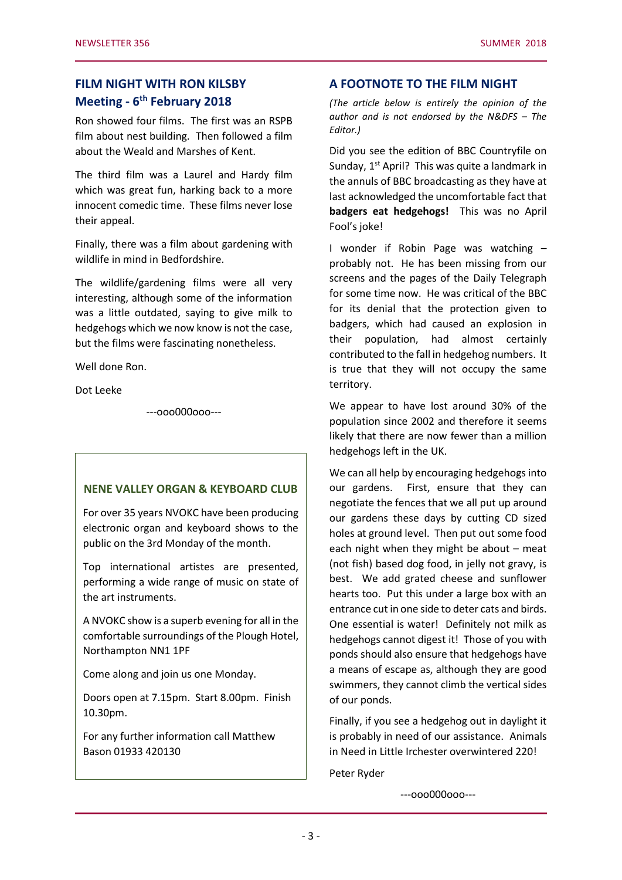## FILM NIGHT WITH RON KILSBY
## Meeting - 6th February 2018

Ron showed four films. The first was an RSPB film about nest building. Then followed a film about the Weald and Marshes of Kent.

The third film was a Laurel and Hardy film which was great fun, harking back to a more innocent comedic time. These films never lose their appeal.

Finally, there was a film about gardening with wildlife in mind in Bedfordshire.

The wildlife/gardening films were all very interesting, although some of the information was a little outdated, saying to give milk to hedgehogs which we now know is not the case, but the films were fascinating nonetheless.

Well done Ron.

Dot Leeke

---ooo000ooo---

### NENE VALLEY ORGAN & KEYBOARD CLUB

For over 35 years NVOKC have been producing electronic organ and keyboard shows to the public on the 3rd Monday of the month.

Top international artistes are presented, performing a wide range of music on state of the art instruments.

A NVOKC show is a superb evening for all in the comfortable surroundings of the Plough Hotel, Northampton NN1 1PF

Come along and join us one Monday.

Doors open at 7.15pm. Start 8.00pm. Finish 10.30pm.

For any further information call Matthew Bason 01933 420130

## A FOOTNOTE TO THE FILM NIGHT

*(The article below is entirely the opinion of the author and is not endorsed by the N&DFS – The Editor.)*

Did you see the edition of BBC Countryfile on Sunday, 1st April? This was quite a landmark in the annuls of BBC broadcasting as they have at last acknowledged the uncomfortable fact that **badgers eat hedgehogs!** This was no April Fool's joke!

I wonder if Robin Page was watching – probably not. He has been missing from our screens and the pages of the Daily Telegraph for some time now. He was critical of the BBC for its denial that the protection given to badgers, which had caused an explosion in their population, had almost certainly contributed to the fall in hedgehog numbers. It is true that they will not occupy the same territory.

We appear to have lost around 30% of the population since 2002 and therefore it seems likely that there are now fewer than a million hedgehogs left in the UK.

We can all help by encouraging hedgehogs into our gardens. First, ensure that they can negotiate the fences that we all put up around our gardens these days by cutting CD sized holes at ground level. Then put out some food each night when they might be about – meat (not fish) based dog food, in jelly not gravy, is best. We add grated cheese and sunflower hearts too. Put this under a large box with an entrance cut in one side to deter cats and birds. One essential is water! Definitely not milk as hedgehogs cannot digest it! Those of you with ponds should also ensure that hedgehogs have a means of escape as, although they are good swimmers, they cannot climb the vertical sides of our ponds.

Finally, if you see a hedgehog out in daylight it is probably in need of our assistance. Animals in Need in Little Irchester overwintered 220!

Peter Ryder

---ooo000ooo---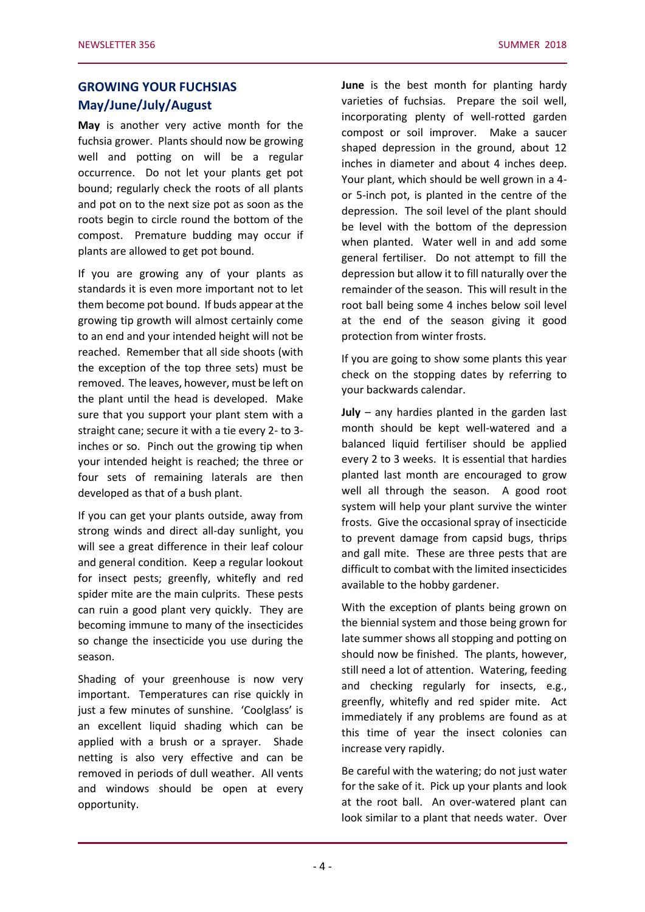## GROWING YOUR FUCHSIAS May/June/July/August

**May** is another very active month for the fuchsia grower. Plants should now be growing well and potting on will be a regular occurrence. Do not let your plants get pot bound; regularly check the roots of all plants and pot on to the next size pot as soon as the roots begin to circle round the bottom of the compost. Premature budding may occur if plants are allowed to get pot bound.

If you are growing any of your plants as standards it is even more important not to let them become pot bound. If buds appear at the growing tip growth will almost certainly come to an end and your intended height will not be reached. Remember that all side shoots (with the exception of the top three sets) must be removed. The leaves, however, must be left on the plant until the head is developed. Make sure that you support your plant stem with a straight cane; secure it with a tie every 2- to 3-inches or so. Pinch out the growing tip when your intended height is reached; the three or four sets of remaining laterals are then developed as that of a bush plant.

If you can get your plants outside, away from strong winds and direct all-day sunlight, you will see a great difference in their leaf colour and general condition. Keep a regular lookout for insect pests; greenfly, whitefly and red spider mite are the main culprits. These pests can ruin a good plant very quickly. They are becoming immune to many of the insecticides so change the insecticide you use during the season.

Shading of your greenhouse is now very important. Temperatures can rise quickly in just a few minutes of sunshine. 'Coolglass' is an excellent liquid shading which can be applied with a brush or a sprayer. Shade netting is also very effective and can be removed in periods of dull weather. All vents and windows should be open at every opportunity.

**June** is the best month for planting hardy varieties of fuchsias. Prepare the soil well, incorporating plenty of well-rotted garden compost or soil improver. Make a saucer shaped depression in the ground, about 12 inches in diameter and about 4 inches deep. Your plant, which should be well grown in a 4- or 5-inch pot, is planted in the centre of the depression. The soil level of the plant should be level with the bottom of the depression when planted. Water well in and add some general fertiliser. Do not attempt to fill the depression but allow it to fill naturally over the remainder of the season. This will result in the root ball being some 4 inches below soil level at the end of the season giving it good protection from winter frosts.

If you are going to show some plants this year check on the stopping dates by referring to your backwards calendar.

**July** – any hardies planted in the garden last month should be kept well-watered and a balanced liquid fertiliser should be applied every 2 to 3 weeks. It is essential that hardies planted last month are encouraged to grow well all through the season. A good root system will help your plant survive the winter frosts. Give the occasional spray of insecticide to prevent damage from capsid bugs, thrips and gall mite. These are three pests that are difficult to combat with the limited insecticides available to the hobby gardener.

With the exception of plants being grown on the biennial system and those being grown for late summer shows all stopping and potting on should now be finished. The plants, however, still need a lot of attention. Watering, feeding and checking regularly for insects, e.g., greenfly, whitefly and red spider mite. Act immediately if any problems are found as at this time of year the insect colonies can increase very rapidly.

Be careful with the watering; do not just water for the sake of it. Pick up your plants and look at the root ball. An over-watered plant can look similar to a plant that needs water. Over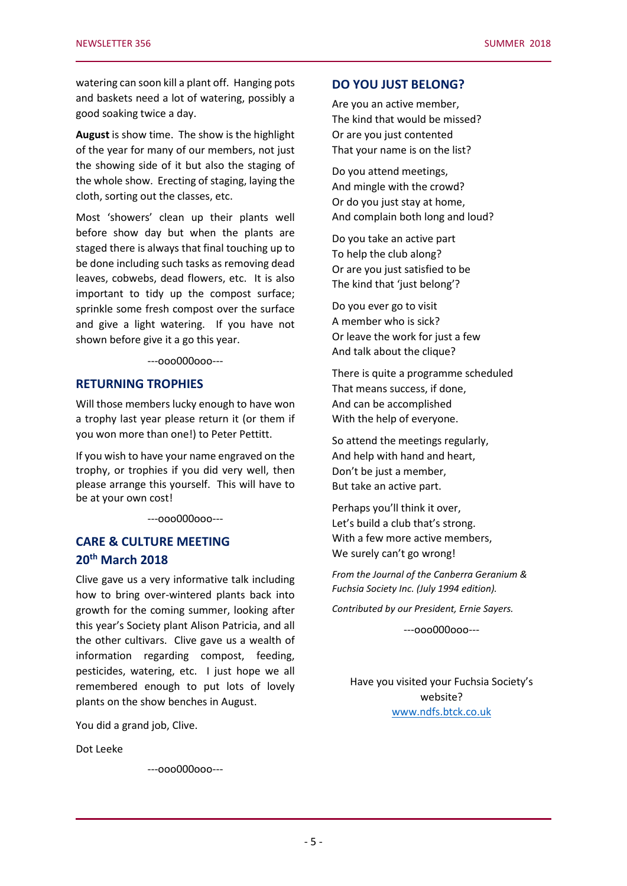watering can soon kill a plant off. Hanging pots and baskets need a lot of watering, possibly a good soaking twice a day.

**August** is show time. The show is the highlight of the year for many of our members, not just the showing side of it but also the staging of the whole show. Erecting of staging, laying the cloth, sorting out the classes, etc.

Most 'showers' clean up their plants well before show day but when the plants are staged there is always that final touching up to be done including such tasks as removing dead leaves, cobwebs, dead flowers, etc. It is also important to tidy up the compost surface; sprinkle some fresh compost over the surface and give a light watering. If you have not shown before give it a go this year.

---ooo000ooo---

## RETURNING TROPHIES

Will those members lucky enough to have won a trophy last year please return it (or them if you won more than one!) to Peter Pettitt.

If you wish to have your name engraved on the trophy, or trophies if you did very well, then please arrange this yourself. This will have to be at your own cost!

---ooo000ooo---

## CARE & CULTURE MEETING 20th March 2018

Clive gave us a very informative talk including how to bring over-wintered plants back into growth for the coming summer, looking after this year's Society plant Alison Patricia, and all the other cultivars. Clive gave us a wealth of information regarding compost, feeding, pesticides, watering, etc. I just hope we all remembered enough to put lots of lovely plants on the show benches in August.

You did a grand job, Clive.

Dot Leeke

---ooo000ooo---

## DO YOU JUST BELONG?

Are you an active member,  
The kind that would be missed?  
Or are you just contented  
That your name is on the list?

Do you attend meetings,  
And mingle with the crowd?  
Or do you just stay at home,  
And complain both long and loud?

Do you take an active part  
To help the club along?  
Or are you just satisfied to be  
The kind that 'just belong'?

Do you ever go to visit  
A member who is sick?  
Or leave the work for just a few  
And talk about the clique?

There is quite a programme scheduled  
That means success, if done,  
And can be accomplished  
With the help of everyone.

So attend the meetings regularly,  
And help with hand and heart,  
Don't be just a member,  
But take an active part.

Perhaps you'll think it over,  
Let's build a club that's strong.  
With a few more active members,  
We surely can't go wrong!

*From the Journal of the Canberra Geranium & Fuchsia Society Inc. (July 1994 edition).*

*Contributed by our President, Ernie Sayers.*

---ooo000ooo---

Have you visited your Fuchsia Society's website?  
www.ndfs.btck.co.uk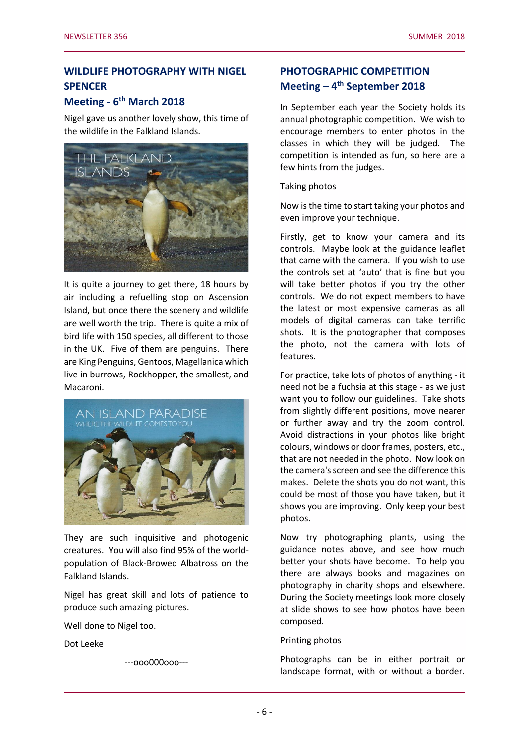## WILDLIFE PHOTOGRAPHY WITH NIGEL SPENCER

### Meeting - 6th March 2018

Nigel gave us another lovely show, this time of the wildlife in the Falkland Islands.

It is quite a journey to get there, 18 hours by air including a refuelling stop on Ascension Island, but once there the scenery and wildlife are well worth the trip. There is quite a mix of bird life with 150 species, all different to those in the UK. Five of them are penguins. There are King Penguins, Gentoos, Magellanica which live in burrows, Rockhopper, the smallest, and Macaroni.

They are such inquisitive and photogenic creatures. You will also find 95% of the world-population of Black-Browed Albatross on the Falkland Islands.

Nigel has great skill and lots of patience to produce such amazing pictures.

Well done to Nigel too.

Dot Leeke

---ooo000ooo---

## PHOTOGRAPHIC COMPETITION

### Meeting – 4th September 2018

In September each year the Society holds its annual photographic competition. We wish to encourage members to enter photos in the classes in which they will be judged. The competition is intended as fun, so here are a few hints from the judges.

Taking photos

Now is the time to start taking your photos and even improve your technique.

Firstly, get to know your camera and its controls. Maybe look at the guidance leaflet that came with the camera. If you wish to use the controls set at 'auto' that is fine but you will take better photos if you try the other controls. We do not expect members to have the latest or most expensive cameras as all models of digital cameras can take terrific shots. It is the photographer that composes the photo, not the camera with lots of features.

For practice, take lots of photos of anything - it need not be a fuchsia at this stage - as we just want you to follow our guidelines. Take shots from slightly different positions, move nearer or further away and try the zoom control. Avoid distractions in your photos like bright colours, windows or door frames, posters, etc., that are not needed in the photo. Now look on the camera's screen and see the difference this makes. Delete the shots you do not want, this could be most of those you have taken, but it shows you are improving. Only keep your best photos.

Now try photographing plants, using the guidance notes above, and see how much better your shots have become. To help you there are always books and magazines on photography in charity shops and elsewhere. During the Society meetings look more closely at slide shows to see how photos have been composed.

Printing photos

Photographs can be in either portrait or landscape format, with or without a border.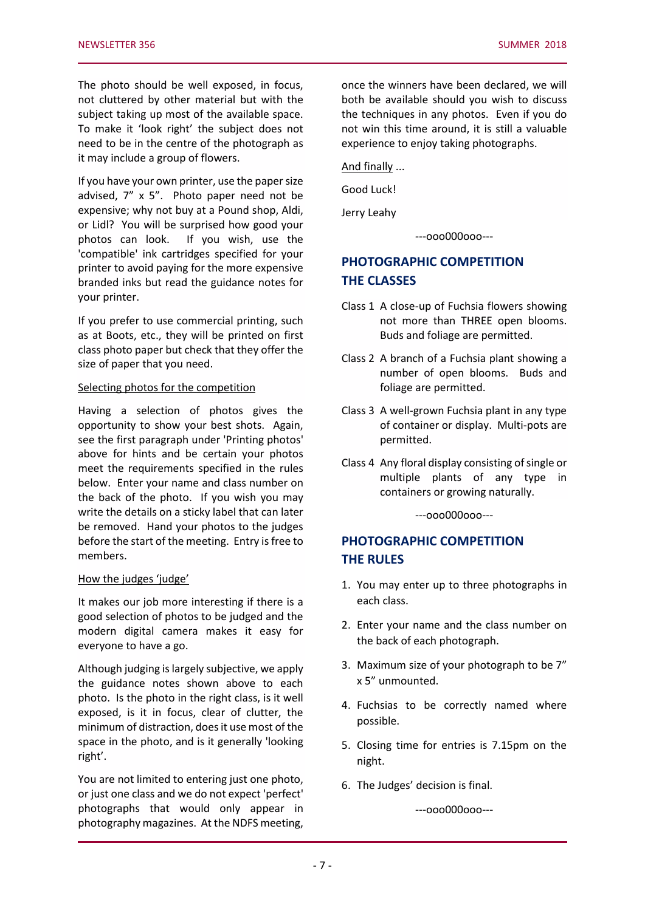The photo should be well exposed, in focus, not cluttered by other material but with the subject taking up most of the available space. To make it 'look right' the subject does not need to be in the centre of the photograph as it may include a group of flowers.

If you have your own printer, use the paper size advised, 7" x 5". Photo paper need not be expensive; why not buy at a Pound shop, Aldi, or Lidl? You will be surprised how good your photos can look. If you wish, use the 'compatible' ink cartridges specified for your printer to avoid paying for the more expensive branded inks but read the guidance notes for your printer.

If you prefer to use commercial printing, such as at Boots, etc., they will be printed on first class photo paper but check that they offer the size of paper that you need.

Selecting photos for the competition

Having a selection of photos gives the opportunity to show your best shots. Again, see the first paragraph under 'Printing photos' above for hints and be certain your photos meet the requirements specified in the rules below. Enter your name and class number on the back of the photo. If you wish you may write the details on a sticky label that can later be removed. Hand your photos to the judges before the start of the meeting. Entry is free to members.

How the judges 'judge'

It makes our job more interesting if there is a good selection of photos to be judged and the modern digital camera makes it easy for everyone to have a go.

Although judging is largely subjective, we apply the guidance notes shown above to each photo. Is the photo in the right class, is it well exposed, is it in focus, clear of clutter, the minimum of distraction, does it use most of the space in the photo, and is it generally 'looking right'.

You are not limited to entering just one photo, or just one class and we do not expect 'perfect' photographs that would only appear in photography magazines. At the NDFS meeting, once the winners have been declared, we will both be available should you wish to discuss the techniques in any photos. Even if you do not win this time around, it is still a valuable experience to enjoy taking photographs.

And finally ...

Good Luck!

Jerry Leahy

---ooo000ooo---

## PHOTOGRAPHIC COMPETITION THE CLASSES

Class 1 A close-up of Fuchsia flowers showing not more than THREE open blooms. Buds and foliage are permitted.

Class 2 A branch of a Fuchsia plant showing a number of open blooms. Buds and foliage are permitted.

Class 3 A well-grown Fuchsia plant in any type of container or display. Multi-pots are permitted.

Class 4 Any floral display consisting of single or multiple plants of any type in containers or growing naturally.

---ooo000ooo---

## PHOTOGRAPHIC COMPETITION THE RULES

1. You may enter up to three photographs in each class.
2. Enter your name and the class number on the back of each photograph.
3. Maximum size of your photograph to be 7" x 5" unmounted.
4. Fuchsias to be correctly named where possible.
5. Closing time for entries is 7.15pm on the night.
6. The Judges' decision is final.

---ooo000ooo---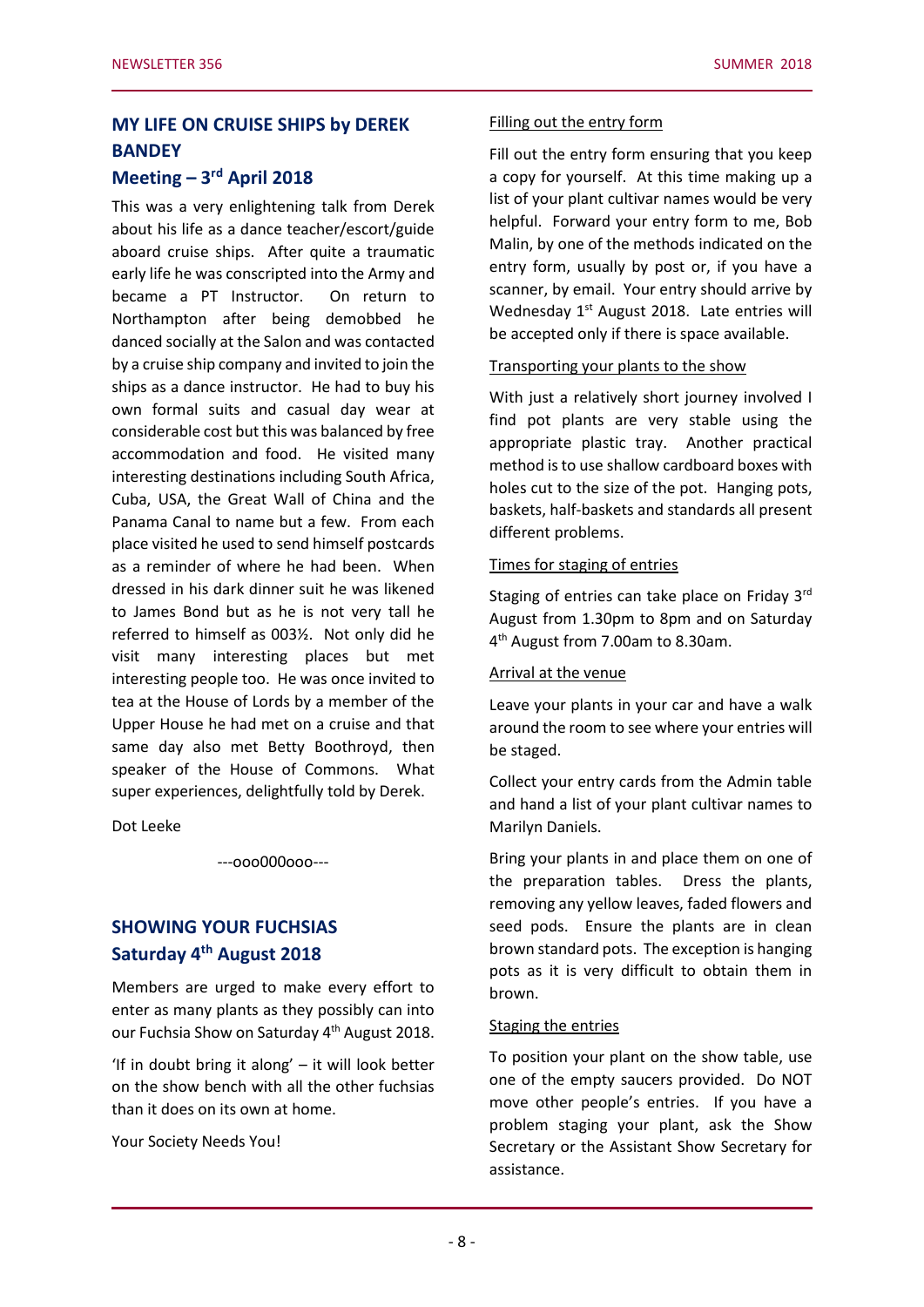## MY LIFE ON CRUISE SHIPS by DEREK BANDEY

### Meeting – 3rd April 2018

This was a very enlightening talk from Derek about his life as a dance teacher/escort/guide aboard cruise ships. After quite a traumatic early life he was conscripted into the Army and became a PT Instructor. On return to Northampton after being demobbed he danced socially at the Salon and was contacted by a cruise ship company and invited to join the ships as a dance instructor. He had to buy his own formal suits and casual day wear at considerable cost but this was balanced by free accommodation and food. He visited many interesting destinations including South Africa, Cuba, USA, the Great Wall of China and the Panama Canal to name but a few. From each place visited he used to send himself postcards as a reminder of where he had been. When dressed in his dark dinner suit he was likened to James Bond but as he is not very tall he referred to himself as 003½. Not only did he visit many interesting places but met interesting people too. He was once invited to tea at the House of Lords by a member of the Upper House he had met on a cruise and that same day also met Betty Boothroyd, then speaker of the House of Commons. What super experiences, delightfully told by Derek.

Dot Leeke

---ooo000ooo---

## SHOWING YOUR FUCHSIAS

### Saturday 4th August 2018

Members are urged to make every effort to enter as many plants as they possibly can into our Fuchsia Show on Saturday 4th August 2018.

'If in doubt bring it along' – it will look better on the show bench with all the other fuchsias than it does on its own at home.

Your Society Needs You!

Filling out the entry form

Fill out the entry form ensuring that you keep a copy for yourself. At this time making up a list of your plant cultivar names would be very helpful. Forward your entry form to me, Bob Malin, by one of the methods indicated on the entry form, usually by post or, if you have a scanner, by email. Your entry should arrive by Wednesday 1st August 2018. Late entries will be accepted only if there is space available.

Transporting your plants to the show

With just a relatively short journey involved I find pot plants are very stable using the appropriate plastic tray. Another practical method is to use shallow cardboard boxes with holes cut to the size of the pot. Hanging pots, baskets, half-baskets and standards all present different problems.

Times for staging of entries

Staging of entries can take place on Friday 3rd August from 1.30pm to 8pm and on Saturday 4th August from 7.00am to 8.30am.

Arrival at the venue

Leave your plants in your car and have a walk around the room to see where your entries will be staged.

Collect your entry cards from the Admin table and hand a list of your plant cultivar names to Marilyn Daniels.

Bring your plants in and place them on one of the preparation tables. Dress the plants, removing any yellow leaves, faded flowers and seed pods. Ensure the plants are in clean brown standard pots. The exception is hanging pots as it is very difficult to obtain them in brown.

Staging the entries

To position your plant on the show table, use one of the empty saucers provided. Do NOT move other people's entries. If you have a problem staging your plant, ask the Show Secretary or the Assistant Show Secretary for assistance.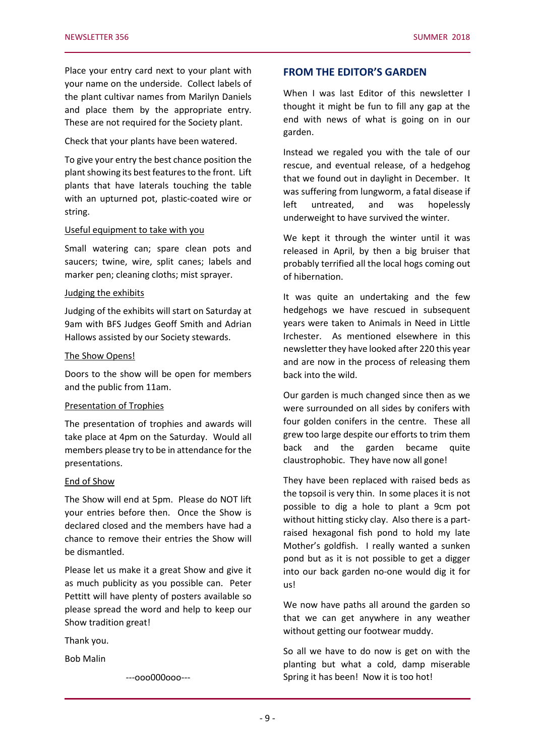Place your entry card next to your plant with your name on the underside. Collect labels of the plant cultivar names from Marilyn Daniels and place them by the appropriate entry. These are not required for the Society plant.

Check that your plants have been watered.

To give your entry the best chance position the plant showing its best features to the front. Lift plants that have laterals touching the table with an upturned pot, plastic-coated wire or string.

Useful equipment to take with you

Small watering can; spare clean pots and saucers; twine, wire, split canes; labels and marker pen; cleaning cloths; mist sprayer.

Judging the exhibits

Judging of the exhibits will start on Saturday at 9am with BFS Judges Geoff Smith and Adrian Hallows assisted by our Society stewards.

The Show Opens!

Doors to the show will be open for members and the public from 11am.

Presentation of Trophies

The presentation of trophies and awards will take place at 4pm on the Saturday. Would all members please try to be in attendance for the presentations.

End of Show

The Show will end at 5pm. Please do NOT lift your entries before then. Once the Show is declared closed and the members have had a chance to remove their entries the Show will be dismantled.

Please let us make it a great Show and give it as much publicity as you possible can. Peter Pettitt will have plenty of posters available so please spread the word and help to keep our Show tradition great!

Thank you.

Bob Malin

---ooo000ooo---

## FROM THE EDITOR'S GARDEN

When I was last Editor of this newsletter I thought it might be fun to fill any gap at the end with news of what is going on in our garden.

Instead we regaled you with the tale of our rescue, and eventual release, of a hedgehog that we found out in daylight in December. It was suffering from lungworm, a fatal disease if left untreated, and was hopelessly underweight to have survived the winter.

We kept it through the winter until it was released in April, by then a big bruiser that probably terrified all the local hogs coming out of hibernation.

It was quite an undertaking and the few hedgehogs we have rescued in subsequent years were taken to Animals in Need in Little Irchester. As mentioned elsewhere in this newsletter they have looked after 220 this year and are now in the process of releasing them back into the wild.

Our garden is much changed since then as we were surrounded on all sides by conifers with four golden conifers in the centre. These all grew too large despite our efforts to trim them back and the garden became quite claustrophobic. They have now all gone!

They have been replaced with raised beds as the topsoil is very thin. In some places it is not possible to dig a hole to plant a 9cm pot without hitting sticky clay. Also there is a part-raised hexagonal fish pond to hold my late Mother's goldfish. I really wanted a sunken pond but as it is not possible to get a digger into our back garden no-one would dig it for us!

We now have paths all around the garden so that we can get anywhere in any weather without getting our footwear muddy.

So all we have to do now is get on with the planting but what a cold, damp miserable Spring it has been! Now it is too hot!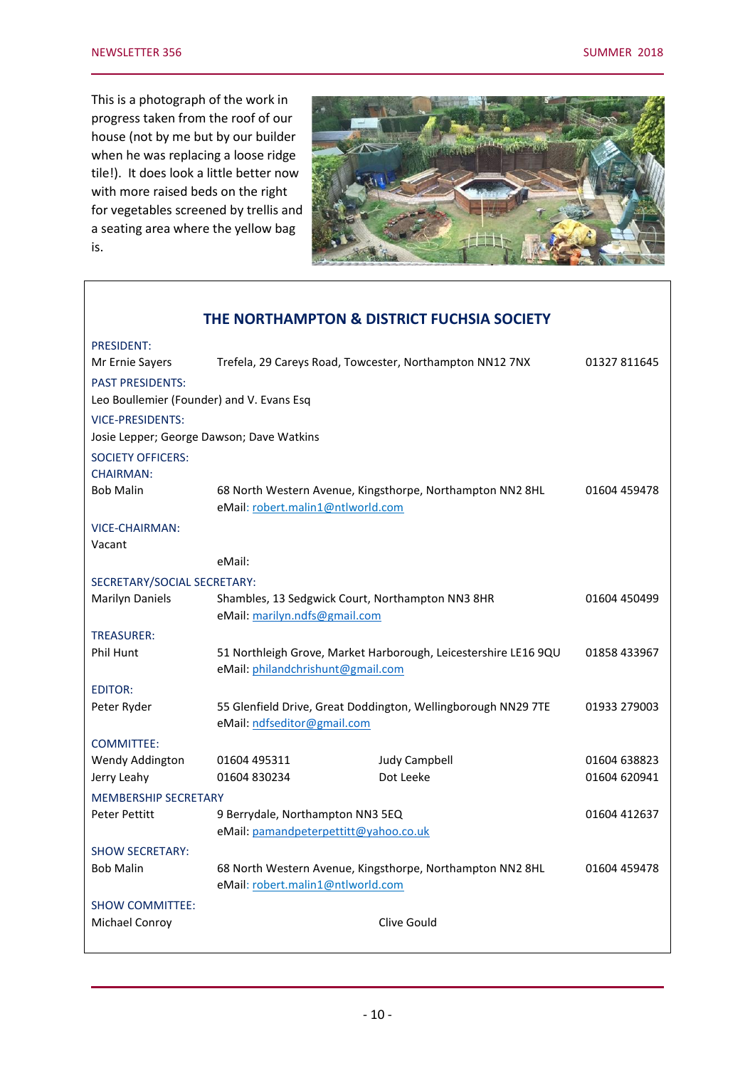This is a photograph of the work in progress taken from the roof of our house (not by me but by our builder when he was replacing a loose ridge tile!). It does look a little better now with more raised beds on the right for vegetables screened by trellis and a seating area where the yellow bag is.

## THE NORTHAMPTON & DISTRICT FUCHSIA SOCIETY

PRESIDENT:

Mr Ernie Sayers — Trefela, 29 Careys Road, Towcester, Northampton NN12 7NX — 01327 811645

PAST PRESIDENTS:

Leo Boullemier (Founder) and V. Evans Esq

VICE-PRESIDENTS:

Josie Lepper; George Dawson; Dave Watkins

SOCIETY OFFICERS:

CHAIRMAN:

Bob Malin — 68 North Western Avenue, Kingsthorpe, Northampton NN2 8HL — 01604 459478
eMail: robert.malin1@ntlworld.com

VICE-CHAIRMAN:

Vacant
eMail:

SECRETARY/SOCIAL SECRETARY:

Marilyn Daniels — Shambles, 13 Sedgwick Court, Northampton NN3 8HR — 01604 450499
eMail: marilyn.ndfs@gmail.com

TREASURER:

Phil Hunt — 51 Northleigh Grove, Market Harborough, Leicestershire LE16 9QU — 01858 433967
eMail: philandchrishunt@gmail.com

EDITOR:

Peter Ryder — 55 Glenfield Drive, Great Doddington, Wellingborough NN29 7TE — 01933 279003
eMail: ndfseditor@gmail.com

COMMITTEE:

| | | | |
|---|---|---|---|
| Wendy Addington | 01604 495311 | Judy Campbell | 01604 638823 |
| Jerry Leahy | 01604 830234 | Dot Leeke | 01604 620941 |

MEMBERSHIP SECRETARY

Peter Pettitt — 9 Berrydale, Northampton NN3 5EQ — 01604 412637
eMail: pamandpeterpettitt@yahoo.co.uk

SHOW SECRETARY:

Bob Malin — 68 North Western Avenue, Kingsthorpe, Northampton NN2 8HL — 01604 459478
eMail: robert.malin1@ntlworld.com

SHOW COMMITTEE:

Michael Conroy — Clive Gould